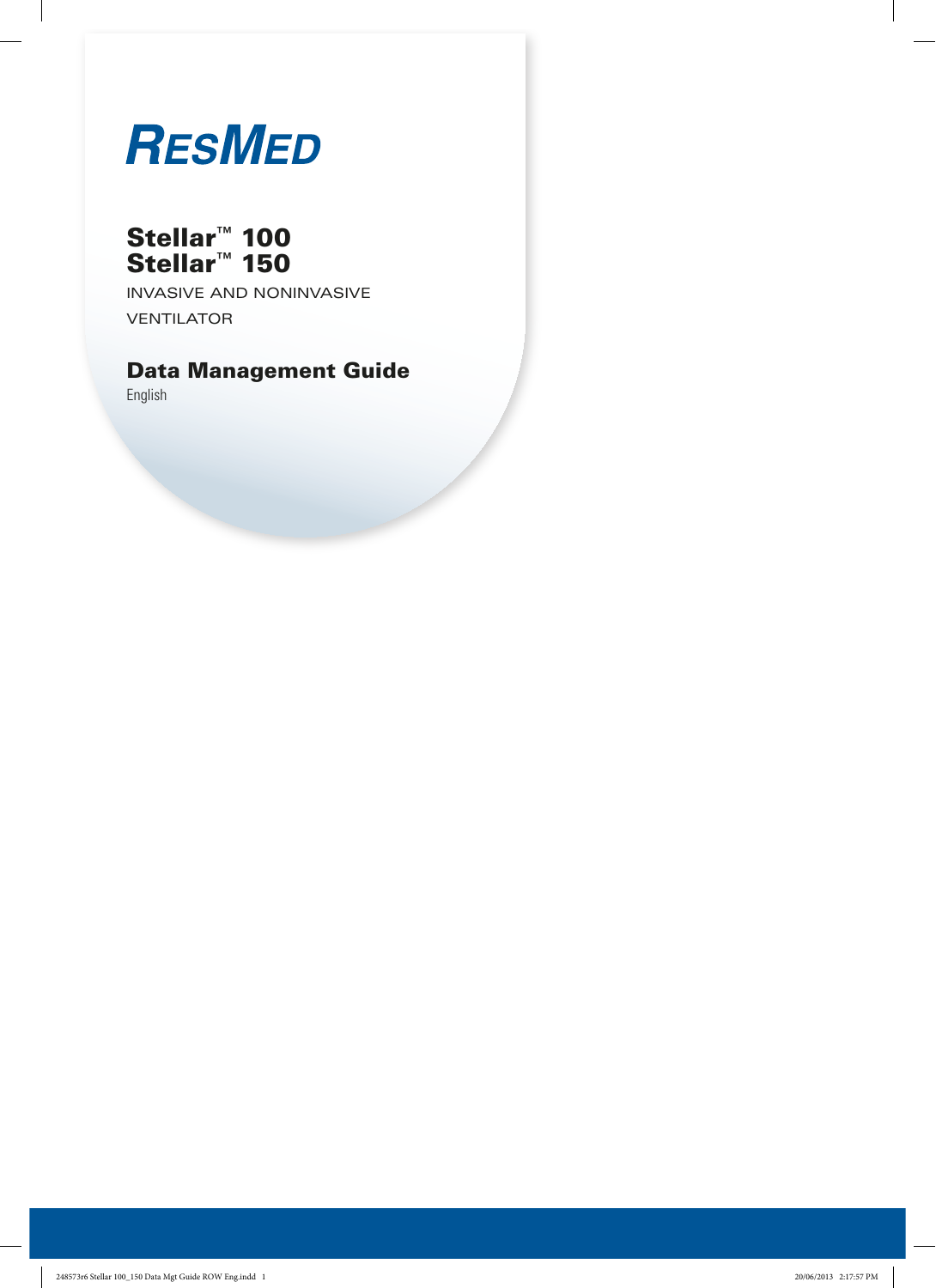RESMED

# Stellar™ 100
# Stellar™ 150

INVASIVE AND NONINVASIVE VENTILATOR

## Data Management Guide

English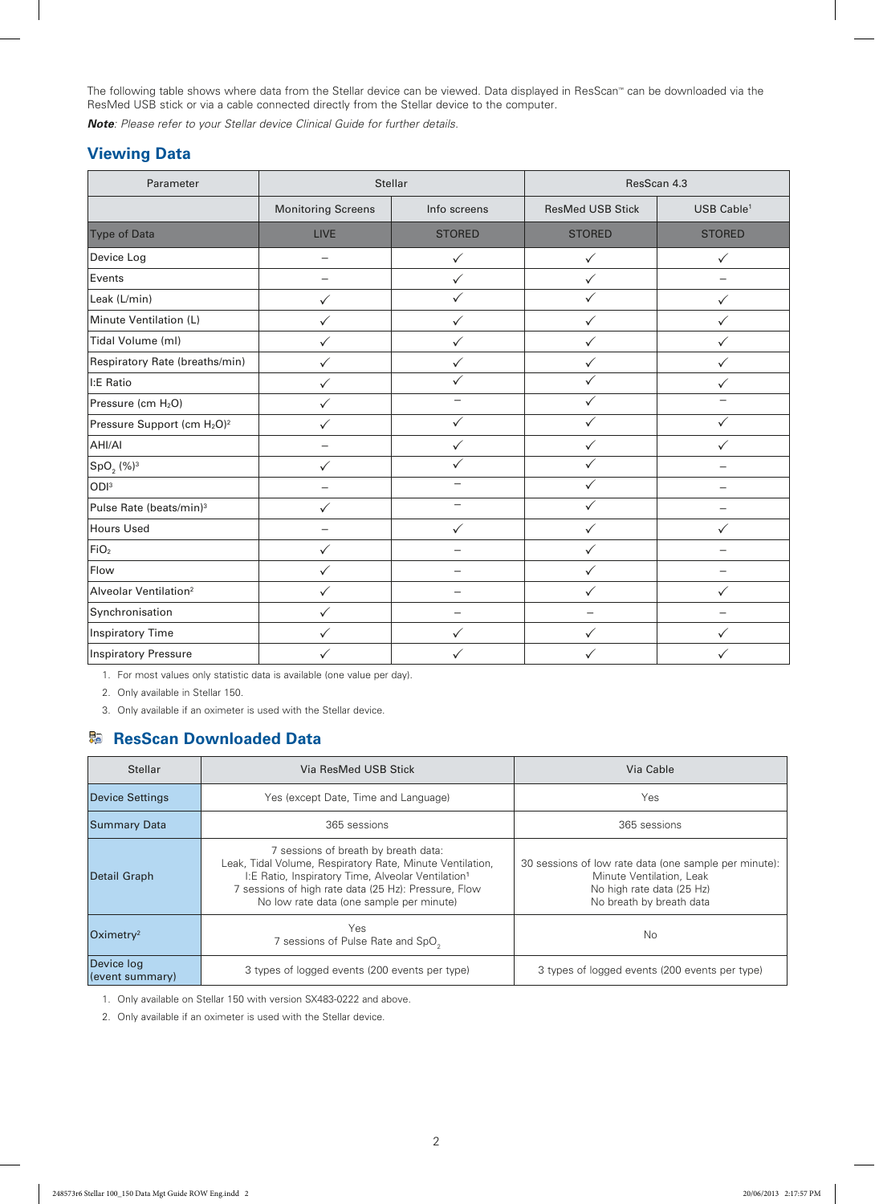The following table shows where data from the Stellar device can be viewed. Data displayed in ResScan™ can be downloaded via the ResMed USB stick or via a cable connected directly from the Stellar device to the computer.

***Note**: Please refer to your Stellar device Clinical Guide for further details.*

## Viewing Data

| Parameter | Stellar | | ResScan 4.3 | |
|---|---|---|---|---|
| | Monitoring Screens | Info screens | ResMed USB Stick | USB Cable[1] |
| Type of Data | LIVE | STORED | STORED | STORED |
| Device Log | – | ✓ | ✓ | ✓ |
| Events | – | ✓ | ✓ | – |
| Leak (L/min) | ✓ | ✓ | ✓ | ✓ |
| Minute Ventilation (L) | ✓ | ✓ | ✓ | ✓ |
| Tidal Volume (ml) | ✓ | ✓ | ✓ | ✓ |
| Respiratory Rate (breaths/min) | ✓ | ✓ | ✓ | ✓ |
| I:E Ratio | ✓ | ✓ | ✓ | ✓ |
| Pressure (cm $H_2O$) | ✓ | – | ✓ | – |
| Pressure Support (cm $H_2O$)[2] | ✓ | ✓ | ✓ | ✓ |
| AHI/AI | – | ✓ | ✓ | ✓ |
| $SpO_2$ (%)[3] | ✓ | ✓ | ✓ | – |
| ODI[3] | – | – | ✓ | – |
| Pulse Rate (beats/min)[3] | ✓ | – | ✓ | – |
| Hours Used | – | ✓ | ✓ | ✓ |
| $FiO_2$ | ✓ | – | ✓ | – |
| Flow | ✓ | – | ✓ | – |
| Alveolar Ventilation[2] | ✓ | – | ✓ | ✓ |
| Synchronisation | ✓ | – | – | – |
| Inspiratory Time | ✓ | ✓ | ✓ | ✓ |
| Inspiratory Pressure | ✓ | ✓ | ✓ | ✓ |

1. For most values only statistic data is available (one value per day).
2. Only available in Stellar 150.
3. Only available if an oximeter is used with the Stellar device.

## ResScan Downloaded Data

| Stellar | Via ResMed USB Stick | Via Cable |
|---|---|---|
| Device Settings | Yes (except Date, Time and Language) | Yes |
| Summary Data | 365 sessions | 365 sessions |
| Detail Graph | 7 sessions of breath by breath data: Leak, Tidal Volume, Respiratory Rate, Minute Ventilation, I:E Ratio, Inspiratory Time, Alveolar Ventilation[1] 7 sessions of high rate data (25 Hz): Pressure, Flow No low rate data (one sample per minute) | 30 sessions of low rate data (one sample per minute): Minute Ventilation, Leak No high rate data (25 Hz) No breath by breath data |
| Oximetry[2] | Yes 7 sessions of Pulse Rate and $SpO_2$ | No |
| Device log (event summary) | 3 types of logged events (200 events per type) | 3 types of logged events (200 events per type) |

1. Only available on Stellar 150 with version SX483-0222 and above.
2. Only available if an oximeter is used with the Stellar device.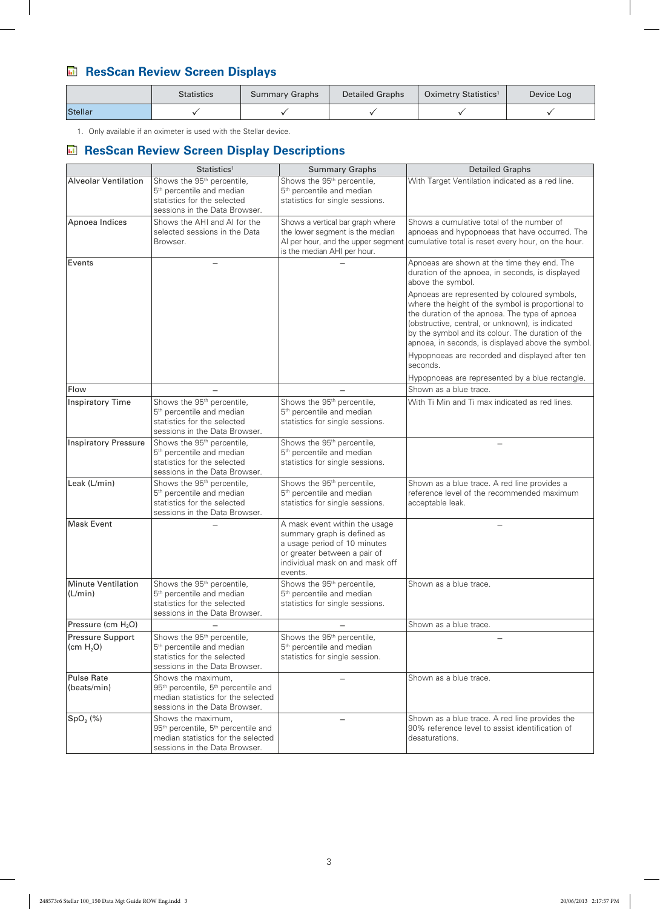## ResScan Review Screen Displays

| | Statistics | Summary Graphs | Detailed Graphs | Oximetry Statistics[1] | Device Log |
|---|---|---|---|---|---|
| Stellar | ✓ | ✓ | ✓ | ✓ | ✓ |

1. Only available if an oximeter is used with the Stellar device.

## ResScan Review Screen Display Descriptions

| | Statistics[1] | Summary Graphs | Detailed Graphs |
|---|---|---|---|
| Alveolar Ventilation | Shows the 95th percentile, 5th percentile and median statistics for the selected sessions in the Data Browser. | Shows the 95th percentile, 5th percentile and median statistics for single sessions. | With Target Ventilation indicated as a red line. |
| Apnoea Indices | Shows the AHI and AI for the selected sessions in the Data Browser. | Shows a vertical bar graph where the lower segment is the median AI per hour, and the upper segment is the median AHI per hour. | Shows a cumulative total of the number of apnoeas and hypopnoeas that have occurred. The cumulative total is reset every hour, on the hour. |
| Events | – | – | Apnoeas are shown at the time they end. The duration of the apnoea, in seconds, is displayed above the symbol.<br>Apnoeas are represented by coloured symbols, where the height of the symbol is proportional to the duration of the apnoea. The type of apnoea (obstructive, central, or unknown), is indicated by the symbol and its colour. The duration of the apnoea, in seconds, is displayed above the symbol.<br>Hypopnoeas are recorded and displayed after ten seconds.<br>Hypopnoeas are represented by a blue rectangle. |
| Flow | – | – | Shown as a blue trace. |
| Inspiratory Time | Shows the 95th percentile, 5th percentile and median statistics for the selected sessions in the Data Browser. | Shows the 95th percentile, 5th percentile and median statistics for single sessions. | With Ti Min and Ti max indicated as red lines. |
| Inspiratory Pressure | Shows the 95th percentile, 5th percentile and median statistics for the selected sessions in the Data Browser. | Shows the 95th percentile, 5th percentile and median statistics for single sessions. | – |
| Leak (L/min) | Shows the 95th percentile, 5th percentile and median statistics for the selected sessions in the Data Browser. | Shows the 95th percentile, 5th percentile and median statistics for single sessions. | Shown as a blue trace. A red line provides a reference level of the recommended maximum acceptable leak. |
| Mask Event | – | A mask event within the usage summary graph is defined as a usage period of 10 minutes or greater between a pair of individual mask on and mask off events. | – |
| Minute Ventilation (L/min) | Shows the 95th percentile, 5th percentile and median statistics for the selected sessions in the Data Browser. | Shows the 95th percentile, 5th percentile and median statistics for single sessions. | Shown as a blue trace. |
| Pressure (cm $H_2O$) | – | – | Shown as a blue trace. |
| Pressure Support (cm $H_2O$) | Shows the 95th percentile, 5th percentile and median statistics for the selected sessions in the Data Browser. | Shows the 95th percentile, 5th percentile and median statistics for single session. | – |
| Pulse Rate (beats/min) | Shows the maximum, 95th percentile, 5th percentile and median statistics for the selected sessions in the Data Browser. | – | Shown as a blue trace. |
| $SpO_2$ (%) | Shows the maximum, 95th percentile, 5th percentile and median statistics for the selected sessions in the Data Browser. | – | Shown as a blue trace. A red line provides the 90% reference level to assist identification of desaturations. |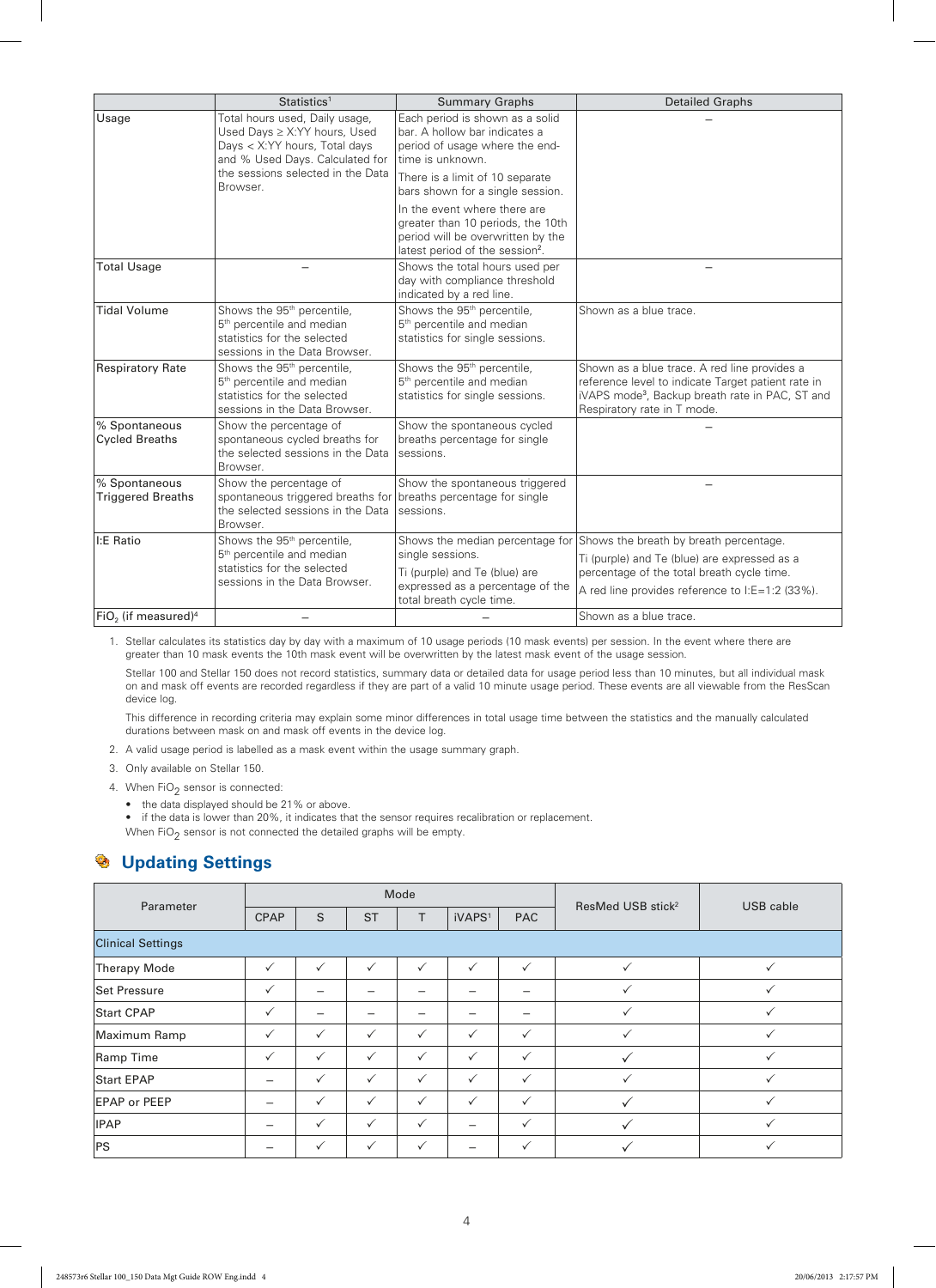| | Statistics[1] | Summary Graphs | Detailed Graphs |
|---|---|---|---|
| Usage | Total hours used, Daily usage, Used Days ≥ X:YY hours, Used Days < X:YY hours, Total days and % Used Days. Calculated for the sessions selected in the Data Browser. | Each period is shown as a solid bar. A hollow bar indicates a period of usage where the end-time is unknown. There is a limit of 10 separate bars shown for a single session. In the event where there are greater than 10 periods, the 10th period will be overwritten by the latest period of the session[2]. | – |
| Total Usage | – | Shows the total hours used per day with compliance threshold indicated by a red line. | – |
| Tidal Volume | Shows the 95th percentile, 5th percentile and median statistics for the selected sessions in the Data Browser. | Shows the 95th percentile, 5th percentile and median statistics for single sessions. | Shown as a blue trace. |
| Respiratory Rate | Shows the 95th percentile, 5th percentile and median statistics for the selected sessions in the Data Browser. | Shows the 95th percentile, 5th percentile and median statistics for single sessions. | Shown as a blue trace. A red line provides a reference level to indicate Target patient rate in iVAPS mode[3], Backup breath rate in PAC, ST and Respiratory rate in T mode. |
| % Spontaneous Cycled Breaths | Show the percentage of spontaneous cycled breaths for the selected sessions in the Data Browser. | Show the spontaneous cycled breaths percentage for single sessions. | – |
| % Spontaneous Triggered Breaths | Show the percentage of spontaneous triggered breaths for the selected sessions in the Data Browser. | Show the spontaneous triggered breaths percentage for single sessions. | – |
| I:E Ratio | Shows the 95th percentile, 5th percentile and median statistics for the selected sessions in the Data Browser. | Shows the median percentage for single sessions. Ti (purple) and Te (blue) are expressed as a percentage of the total breath cycle time. | Shows the breath by breath percentage. Ti (purple) and Te (blue) are expressed as a percentage of the total breath cycle time. A red line provides reference to I:E=1:2 (33%). |
| $FiO_2$ (if measured)[4] | – | – | Shown as a blue trace. |

1. Stellar calculates its statistics day by day with a maximum of 10 usage periods (10 mask events) per session. In the event where there are greater than 10 mask events the 10th mask event will be overwritten by the latest mask event of the usage session.

   Stellar 100 and Stellar 150 does not record statistics, summary data or detailed data for usage period less than 10 minutes, but all individual mask on and mask off events are recorded regardless if they are part of a valid 10 minute usage period. These events are all viewable from the ResScan device log.

   This difference in recording criteria may explain some minor differences in total usage time between the statistics and the manually calculated durations between mask on and mask off events in the device log.
2. A valid usage period is labelled as a mask event within the usage summary graph.
3. Only available on Stellar 150.
4. When $FiO_2$ sensor is connected:
   - the data displayed should be 21% or above.
   - if the data is lower than 20%, it indicates that the sensor requires recalibration or replacement.

   When $FiO_2$ sensor is not connected the detailed graphs will be empty.

## Updating Settings

| Parameter | Mode | | | | | | ResMed USB stick[2] | USB cable |
|---|---|---|---|---|---|---|---|---|
| | CPAP | S | ST | T | iVAPS[1] | PAC | | |
| **Clinical Settings** | | | | | | | | |
| Therapy Mode | ✓ | ✓ | ✓ | ✓ | ✓ | ✓ | ✓ | ✓ |
| Set Pressure | ✓ | – | – | – | – | – | ✓ | ✓ |
| Start CPAP | ✓ | – | – | – | – | – | ✓ | ✓ |
| Maximum Ramp | ✓ | ✓ | ✓ | ✓ | ✓ | ✓ | ✓ | ✓ |
| Ramp Time | ✓ | ✓ | ✓ | ✓ | ✓ | ✓ | ✓ | ✓ |
| Start EPAP | – | ✓ | ✓ | ✓ | ✓ | ✓ | ✓ | ✓ |
| EPAP or PEEP | – | ✓ | ✓ | ✓ | ✓ | ✓ | ✓ | ✓ |
| IPAP | – | ✓ | ✓ | ✓ | – | ✓ | ✓ | ✓ |
| PS | – | ✓ | ✓ | ✓ | – | ✓ | ✓ | ✓ |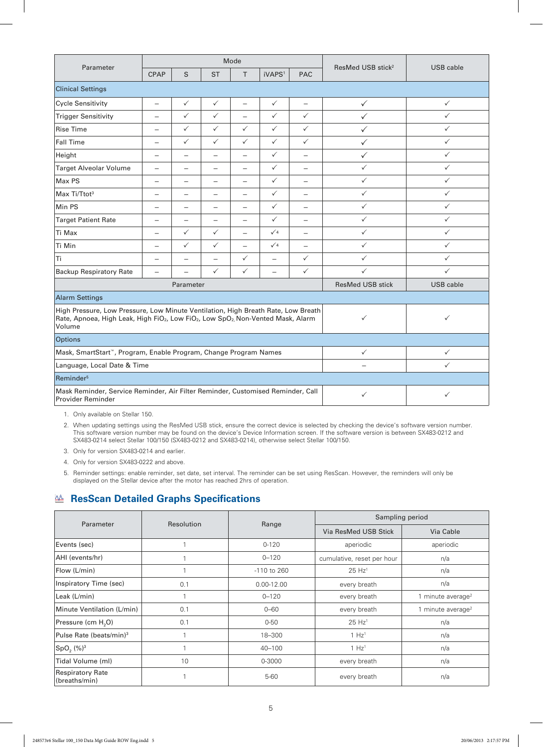| Parameter | Mode | | | | | | ResMed USB stick[2] | USB cable |
|---|---|---|---|---|---|---|---|---|
| | CPAP | S | ST | T | iVAPS[1] | PAC | | |
| **Clinical Settings** | | | | | | | | |
| Cycle Sensitivity | – | ✓ | ✓ | – | ✓ | – | ✓ | ✓ |
| Trigger Sensitivity | – | ✓ | ✓ | – | ✓ | ✓ | ✓ | ✓ |
| Rise Time | – | ✓ | ✓ | ✓ | ✓ | ✓ | ✓ | ✓ |
| Fall Time | – | ✓ | ✓ | ✓ | ✓ | ✓ | ✓ | ✓ |
| Height | – | – | – | – | ✓ | – | ✓ | ✓ |
| Target Alveolar Volume | – | – | – | – | ✓ | – | ✓ | ✓ |
| Max PS | – | – | – | – | ✓ | – | ✓ | ✓ |
| Max Ti/Ttot[3] | – | – | – | – | ✓ | – | ✓ | ✓ |
| Min PS | – | – | – | – | ✓ | – | ✓ | ✓ |
| Target Patient Rate | – | – | – | – | ✓ | – | ✓ | ✓ |
| Ti Max | – | ✓ | ✓ | – | ✓[4] | – | ✓ | ✓ |
| Ti Min | – | ✓ | ✓ | – | ✓[4] | – | ✓ | ✓ |
| Ti | – | – | – | ✓ | – | ✓ | ✓ | ✓ |
| Backup Respiratory Rate | – | – | ✓ | ✓ | – | ✓ | ✓ | ✓ |

| Parameter | ResMed USB stick | USB cable |
|---|---|---|
| **Alarm Settings** | | |
| High Pressure, Low Pressure, Low Minute Ventilation, High Breath Rate, Low Breath Rate, Apnoea, High Leak, High $FiO_2$, Low $FiO_2$, Low $SpO_2$, Non-Vented Mask, Alarm Volume | ✓ | ✓ |
| **Options** | | |
| Mask, SmartStart™, Program, Enable Program, Change Program Names | ✓ | ✓ |
| Language, Local Date & Time | – | ✓ |
| **Reminder[5]** | | |
| Mask Reminder, Service Reminder, Air Filter Reminder, Customised Reminder, Call Provider Reminder | ✓ | ✓ |

1. Only available on Stellar 150.
2. When updating settings using the ResMed USB stick, ensure the correct device is selected by checking the device's software version number. This software version number may be found on the device's Device Information screen. If the software version is between SX483-0212 and SX483-0214 select Stellar 100/150 (SX483-0212 and SX483-0214), otherwise select Stellar 100/150.
3. Only for version SX483-0214 and earlier.
4. Only for version SX483-0222 and above.
5. Reminder settings: enable reminder, set date, set interval. The reminder can be set using ResScan. However, the reminders will only be displayed on the Stellar device after the motor has reached 2hrs of operation.

## ResScan Detailed Graphs Specifications

| Parameter | Resolution | Range | Sampling period | |
|---|---|---|---|---|
| | | | Via ResMed USB Stick | Via Cable |
| Events (sec) | 1 | 0-120 | aperiodic | aperiodic |
| AHI (events/hr) | 1 | 0–120 | cumulative, reset per hour | n/a |
| Flow (L/min) | 1 | -110 to 260 | 25 Hz[1] | n/a |
| Inspiratory Time (sec) | 0.1 | 0.00-12.00 | every breath | n/a |
| Leak (L/min) | 1 | 0–120 | every breath | 1 minute average[2] |
| Minute Ventilation (L/min) | 0.1 | 0–60 | every breath | 1 minute average[2] |
| Pressure (cm $H_2O$) | 0.1 | 0-50 | 25 Hz[1] | n/a |
| Pulse Rate (beats/min)[3] | 1 | 18–300 | 1 Hz[1] | n/a |
| $SpO_2$ (%)[3] | 1 | 40–100 | 1 Hz[1] | n/a |
| Tidal Volume (ml) | 10 | 0-3000 | every breath | n/a |
| Respiratory Rate (breaths/min) | 1 | 5-60 | every breath | n/a |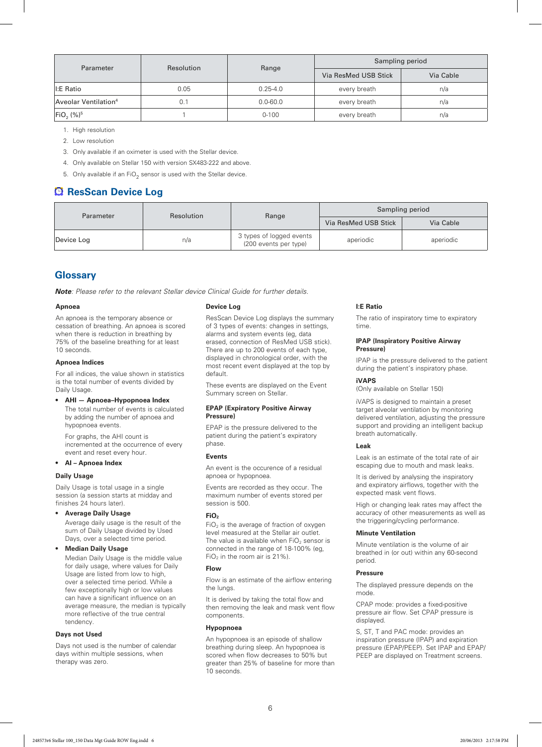| Parameter | Resolution | Range | Sampling period | |
|---|---|---|---|---|
| | | | Via ResMed USB Stick | Via Cable |
| I:E Ratio | 0.05 | 0.25-4.0 | every breath | n/a |
| Aveolar Ventilation[4] | 0.1 | 0.0-60.0 | every breath | n/a |
| $FiO_2$ (%)[5] | 1 | 0-100 | every breath | n/a |

1. High resolution
2. Low resolution
3. Only available if an oximeter is used with the Stellar device.
4. Only available on Stellar 150 with version SX483-222 and above.
5. Only available if an $FiO_2$ sensor is used with the Stellar device.

## ResScan Device Log

| Parameter | Resolution | Range | Sampling period | |
|---|---|---|---|---|
| | | | Via ResMed USB Stick | Via Cable |
| Device Log | n/a | 3 types of logged events (200 events per type) | aperiodic | aperiodic |

## Glossary

***Note**: Please refer to the relevant Stellar device Clinical Guide for further details.*

**Apnoea**

An apnoea is the temporary absence or cessation of breathing. An apnoea is scored when there is reduction in breathing by 75% of the baseline breathing for at least 10 seconds.

**Apnoea Indices**

For all indices, the value shown in statistics is the total number of events divided by Daily Usage.

- **AHI — Apnoea–Hypopnoea Index**
  The total number of events is calculated by adding the number of apnoea and hypopnoea events.

  For graphs, the AHI count is incremented at the occurrence of every event and reset every hour.
- **AI – Apnoea Index**

**Daily Usage**

Daily Usage is total usage in a single session (a session starts at midday and finishes 24 hours later).

- **Average Daily Usage**
  Average daily usage is the result of the sum of Daily Usage divided by Used Days, over a selected time period.
- **Median Daily Usage**
  Median Daily Usage is the middle value for daily usage, where values for Daily Usage are listed from low to high, over a selected time period. While a few exceptionally high or low values can have a significant influence on an average measure, the median is typically more reflective of the true central tendency.

**Days not Used**

Days not used is the number of calendar days within multiple sessions, when therapy was zero.

**Device Log**

ResScan Device Log displays the summary of 3 types of events: changes in settings, alarms and system events (eg, data erased, connection of ResMed USB stick). There are up to 200 events of each type, displayed in chronological order, with the most recent event displayed at the top by default.

These events are displayed on the Event Summary screen on Stellar.

**EPAP (Expiratory Positive Airway Pressure)**

EPAP is the pressure delivered to the patient during the patient's expiratory phase.

**Events**

An event is the occurence of a residual apnoea or hypopnoea.

Events are recorded as they occur. The maximum number of events stored per session is 500.

**$FiO_2$**

$FiO_2$ is the average of fraction of oxygen level measured at the Stellar air outlet. The value is available when $FiO_2$ sensor is connected in the range of 18-100% (eg, $FiO_2$ in the room air is 21%).

**Flow**

Flow is an estimate of the airflow entering the lungs.

It is derived by taking the total flow and then removing the leak and mask vent flow components.

**Hypopnoea**

An hypopnoea is an episode of shallow breathing during sleep. An hypopnoea is scored when flow decreases to 50% but greater than 25% of baseline for more than 10 seconds.

**I:E Ratio**

The ratio of inspiratory time to expiratory time.

**IPAP (Inspiratory Positive Airway Pressure)**

IPAP is the pressure delivered to the patient during the patient's inspiratory phase.

**iVAPS**
(Only available on Stellar 150)

iVAPS is designed to maintain a preset target alveolar ventilation by monitoring delivered ventilation, adjusting the pressure support and providing an intelligent backup breath automatically.

**Leak**

Leak is an estimate of the total rate of air escaping due to mouth and mask leaks.

It is derived by analysing the inspiratory and expiratory airflows, together with the expected mask vent flows.

High or changing leak rates may affect the accuracy of other measurements as well as the triggering/cycling performance.

**Minute Ventilation**

Minute ventilation is the volume of air breathed in (or out) within any 60-second period.

**Pressure**

The displayed pressure depends on the mode.

CPAP mode: provides a fixed-positive pressure air flow. Set CPAP pressure is displayed.

S, ST, T and PAC mode: provides an inspiration pressure (IPAP) and expiration pressure (EPAP/PEEP). Set IPAP and EPAP/PEEP are displayed on Treatment screens.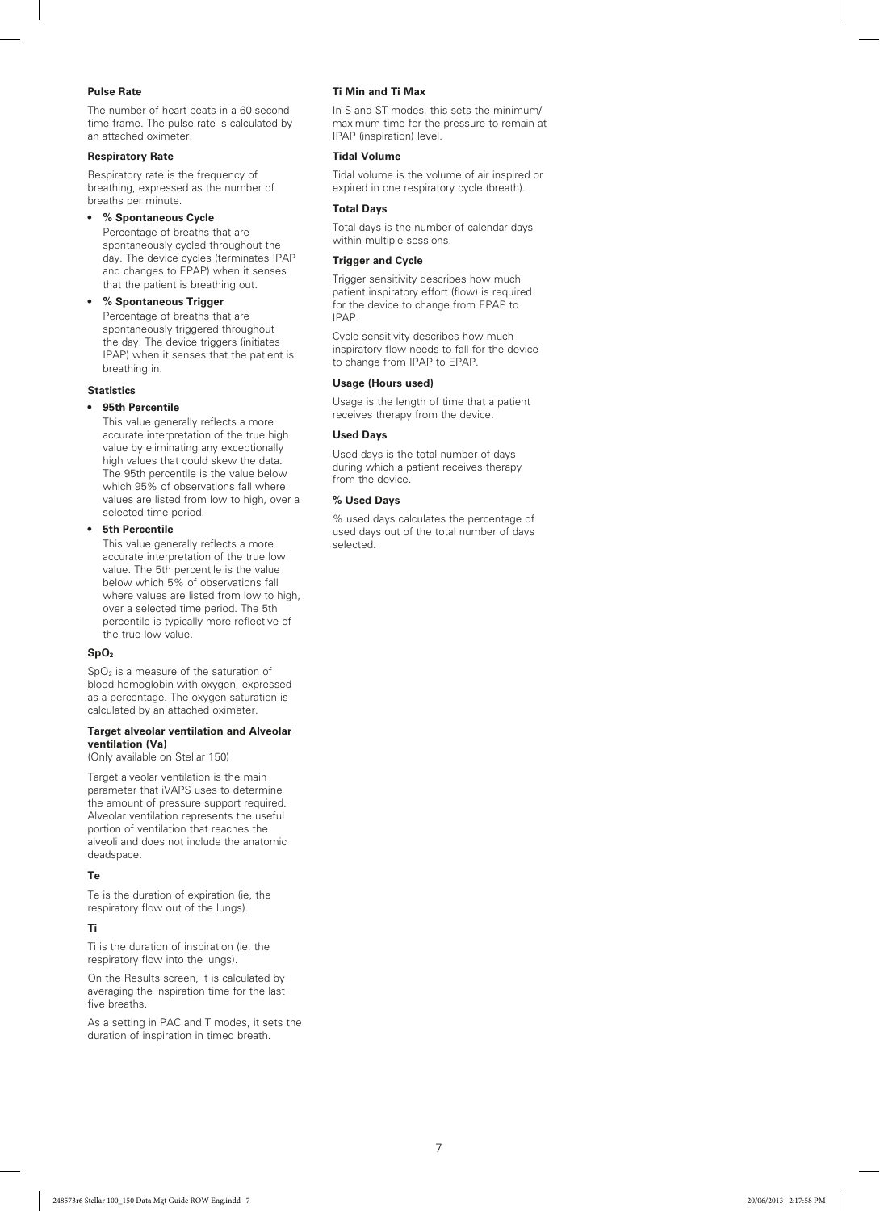#### Pulse Rate

The number of heart beats in a 60-second time frame. The pulse rate is calculated by an attached oximeter.

#### Respiratory Rate

Respiratory rate is the frequency of breathing, expressed as the number of breaths per minute.

- **% Spontaneous Cycle**
  Percentage of breaths that are spontaneously cycled throughout the day. The device cycles (terminates IPAP and changes to EPAP) when it senses that the patient is breathing out.
- **% Spontaneous Trigger**
  Percentage of breaths that are spontaneously triggered throughout the day. The device triggers (initiates IPAP) when it senses that the patient is breathing in.

#### Statistics

- **95th Percentile**
  This value generally reflects a more accurate interpretation of the true high value by eliminating any exceptionally high values that could skew the data. The 95th percentile is the value below which 95% of observations fall where values are listed from low to high, over a selected time period.
- **5th Percentile**
  This value generally reflects a more accurate interpretation of the true low value. The 5th percentile is the value below which 5% of observations fall where values are listed from low to high, over a selected time period. The 5th percentile is typically more reflective of the true low value.

#### $SpO_2$

$SpO_2$ is a measure of the saturation of blood hemoglobin with oxygen, expressed as a percentage. The oxygen saturation is calculated by an attached oximeter.

#### Target alveolar ventilation and Alveolar ventilation (Va)

(Only available on Stellar 150)

Target alveolar ventilation is the main parameter that iVAPS uses to determine the amount of pressure support required. Alveolar ventilation represents the useful portion of ventilation that reaches the alveoli and does not include the anatomic deadspace.

#### Te

Te is the duration of expiration (ie, the respiratory flow out of the lungs).

#### Ti

Ti is the duration of inspiration (ie, the respiratory flow into the lungs).

On the Results screen, it is calculated by averaging the inspiration time for the last five breaths.

As a setting in PAC and T modes, it sets the duration of inspiration in timed breath.

#### Ti Min and Ti Max

In S and ST modes, this sets the minimum/maximum time for the pressure to remain at IPAP (inspiration) level.

#### Tidal Volume

Tidal volume is the volume of air inspired or expired in one respiratory cycle (breath).

#### Total Days

Total days is the number of calendar days within multiple sessions.

#### Trigger and Cycle

Trigger sensitivity describes how much patient inspiratory effort (flow) is required for the device to change from EPAP to IPAP.

Cycle sensitivity describes how much inspiratory flow needs to fall for the device to change from IPAP to EPAP.

#### Usage (Hours used)

Usage is the length of time that a patient receives therapy from the device.

#### Used Days

Used days is the total number of days during which a patient receives therapy from the device.

#### % Used Days

% used days calculates the percentage of used days out of the total number of days selected.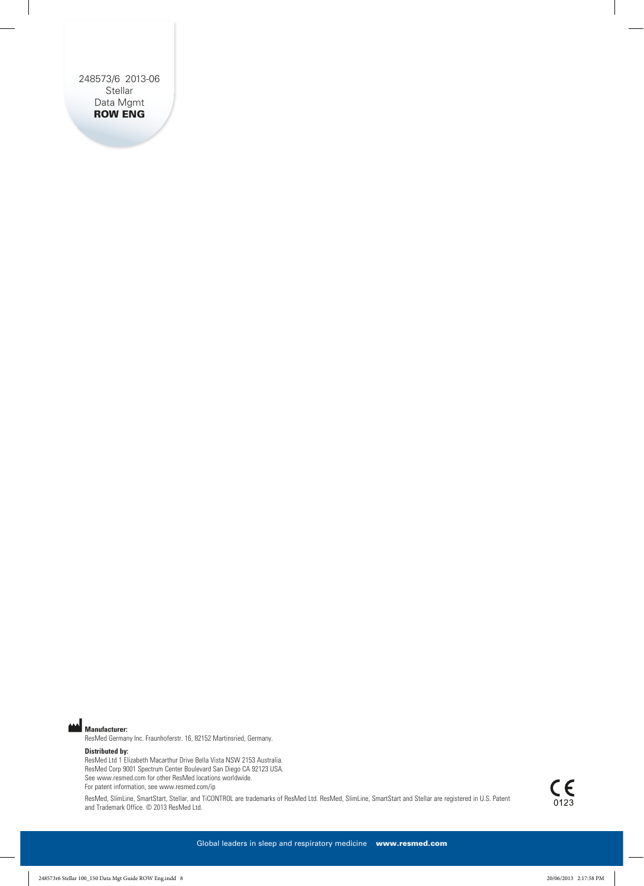248573/6 2013-06
Stellar
Data Mgmt
**ROW ENG**

**Manufacturer:**
ResMed Germany Inc. Fraunhoferstr. 16, 82152 Martinsried, Germany.

**Distributed by:**
ResMed Ltd 1 Elizabeth Macarthur Drive Bella Vista NSW 2153 Australia.
ResMed Corp 9001 Spectrum Center Boulevard San Diego CA 92123 USA.
See www.resmed.com for other ResMed locations worldwide.
For patent information, see www.resmed.com/ip

ResMed, SlimLine, SmartStart, Stellar, and TiCONTROL are trademarks of ResMed Ltd. ResMed, SlimLine, SmartStart and Stellar are registered in U.S. Patent and Trademark Office. © 2013 ResMed Ltd.

CE 0123

Global leaders in sleep and respiratory medicine **www.resmed.com**